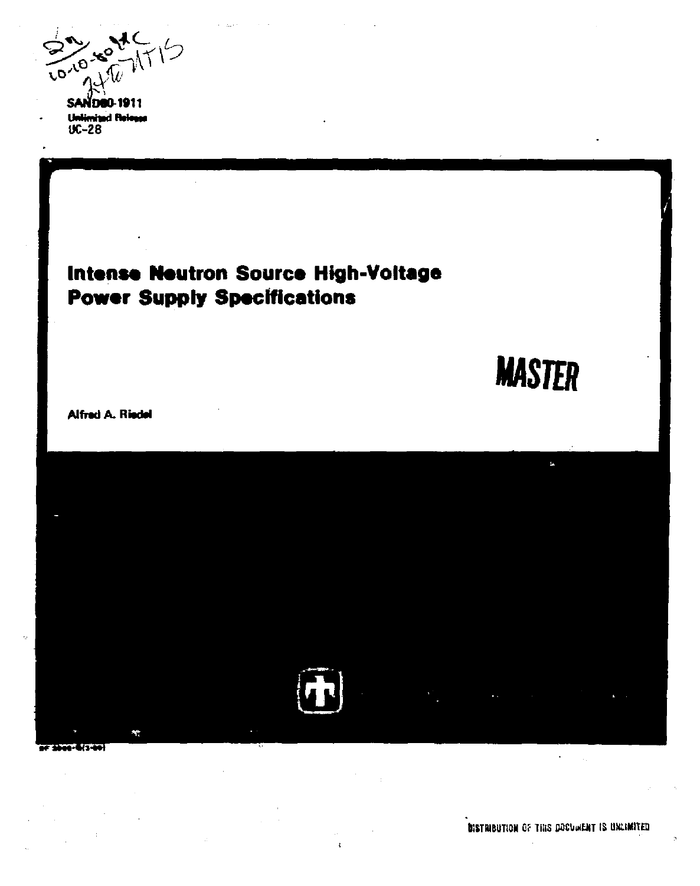SAND80-1911
Unlimited Release
UC-28

# Intense Neutron Source High-Voltage Power Supply Specifications

MASTER

Alfred A. Riedel

DISTRIBUTION OF THIS DOCUMENT IS UNLIMITED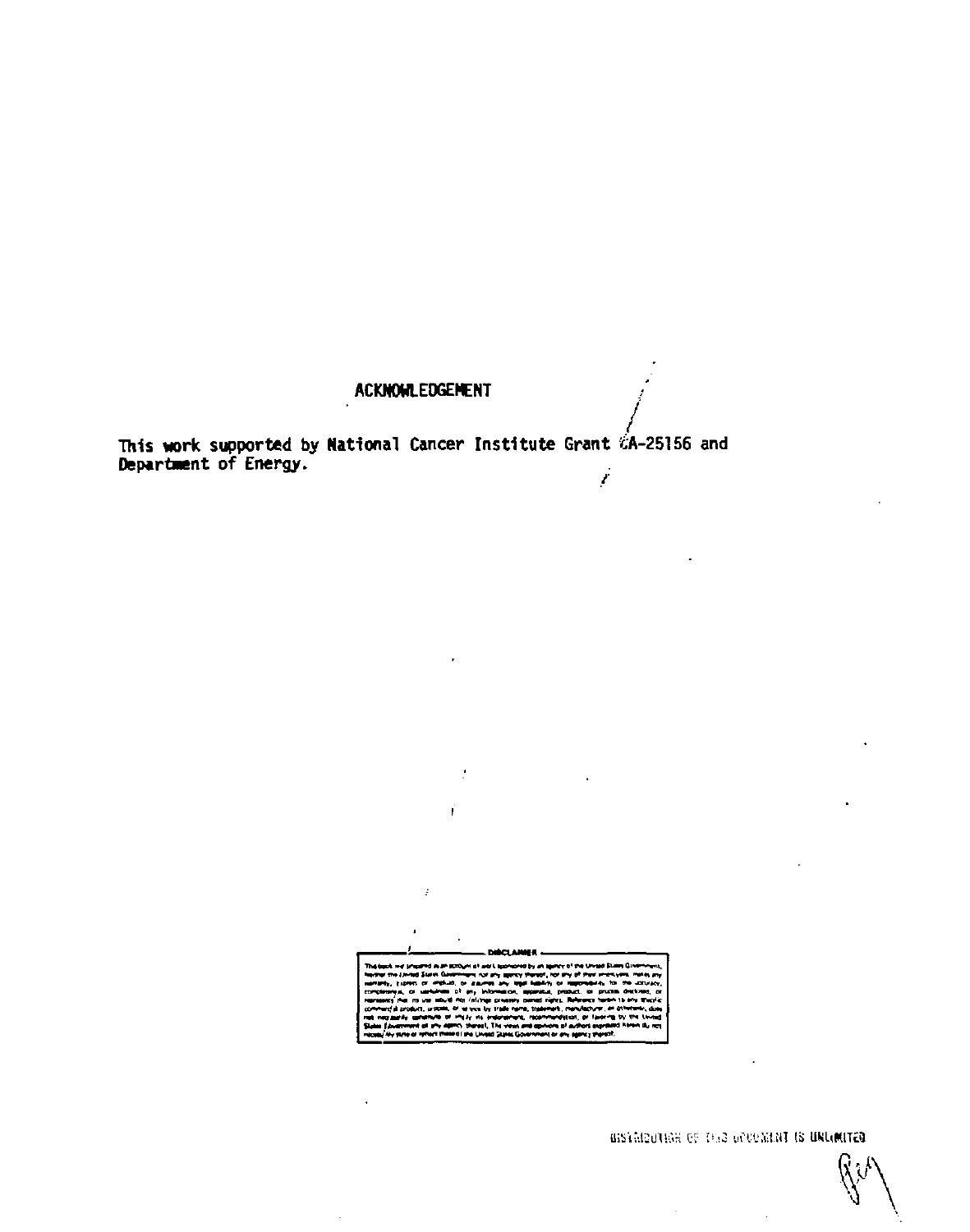## ACKNOWLEDGEMENT

This work supported by National Cancer Institute Grant CA-25156 and Department of Energy.

DISCLAIMER

This book was prepared as an account of work sponsored by an agency of the United States Government. Neither the United States Government nor any agency thereof, nor any of their employees, makes any warranty, express or implied, or assumes any legal liability or responsibility for the accuracy, completeness, or usefulness of any information, apparatus, product, or process disclosed, or represents that its use would not infringe privately owned rights. Reference herein to any specific commercial product, process, or service by trade name, trademark, manufacturer, or otherwise, does not necessarily constitute or imply its endorsement, recommendation, or favoring by the United States Government or any agency thereof. The views and opinions of authors expressed herein do not necessarily state or reflect those of the United States Government or any agency thereof.

DISTRIBUTION OF THIS DOCUMENT IS UNLIMITED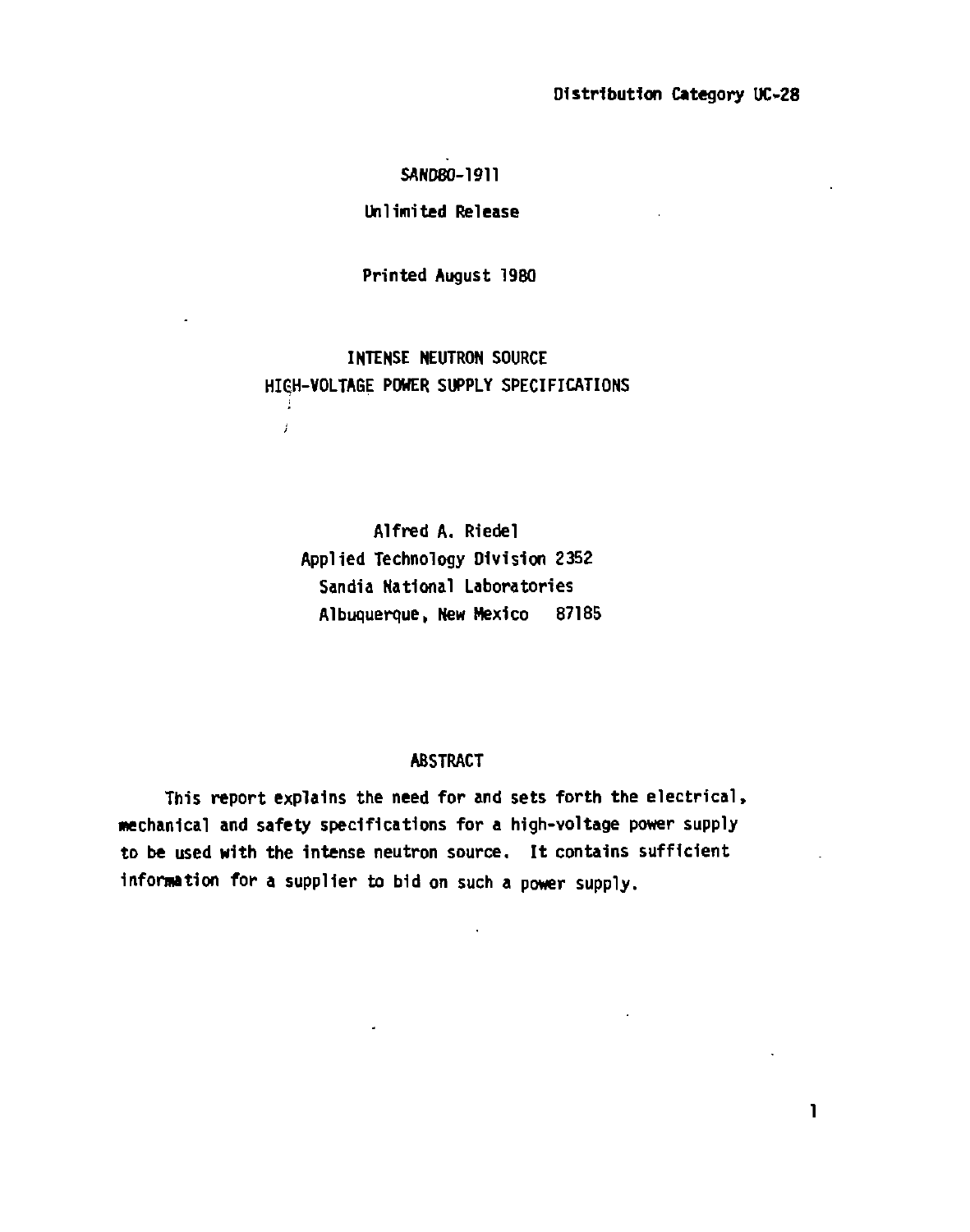Distribution Category UC-28

SAND80-1911

Unlimited Release

Printed August 1980

# INTENSE NEUTRON SOURCE HIGH-VOLTAGE POWER SUPPLY SPECIFICATIONS

Alfred A. Riedel
Applied Technology Division 2352
Sandia National Laboratories
Albuquerque, New Mexico 87185

## ABSTRACT

This report explains the need for and sets forth the electrical, mechanical and safety specifications for a high-voltage power supply to be used with the intense neutron source. It contains sufficient information for a supplier to bid on such a power supply.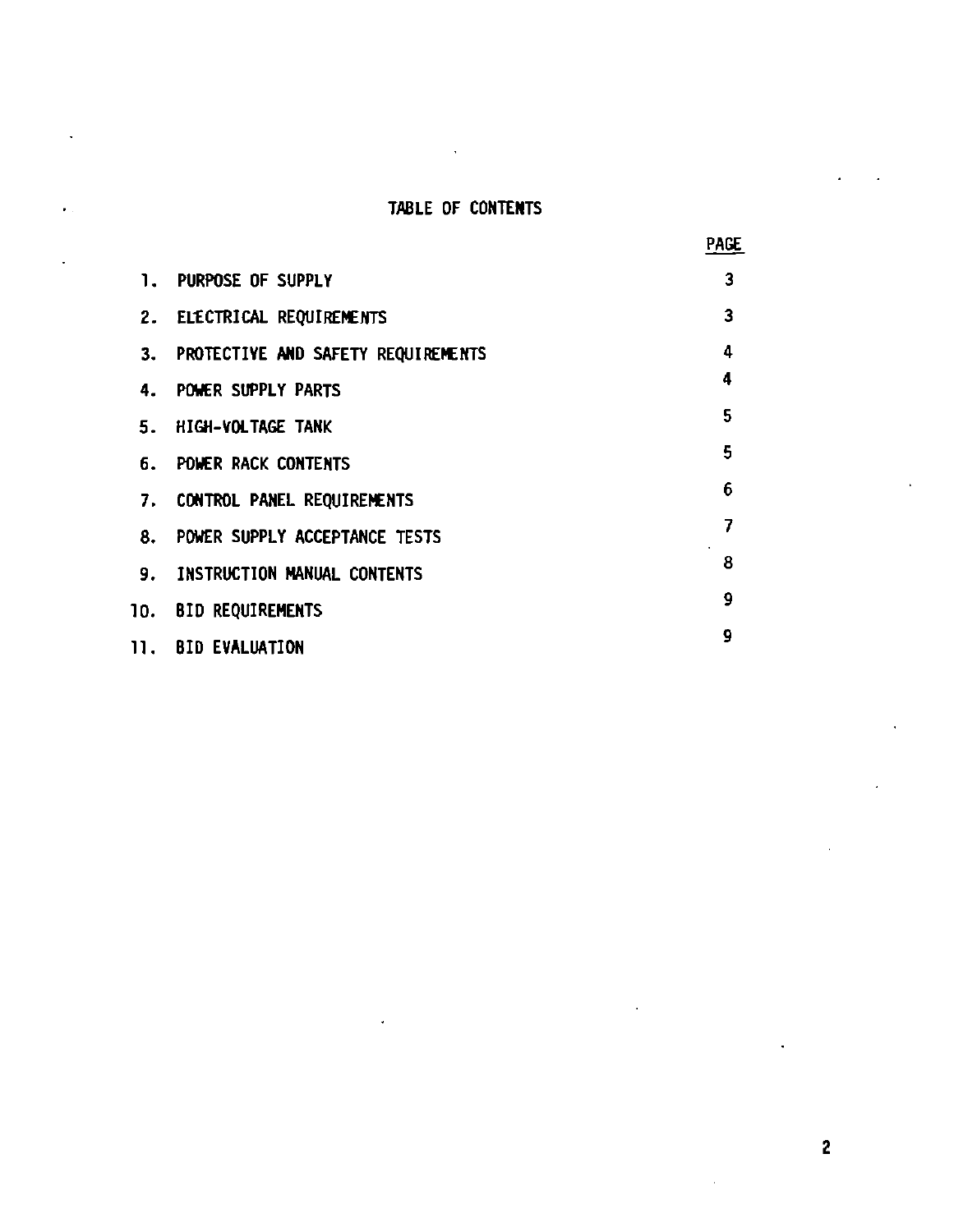# TABLE OF CONTENTS

| | | PAGE |
|---|---|---|
| 1. | PURPOSE OF SUPPLY | 3 |
| 2. | ELECTRICAL REQUIREMENTS | 3 |
| 3. | PROTECTIVE AND SAFETY REQUIREMENTS | 4 |
| 4. | POWER SUPPLY PARTS | 4 |
| 5. | HIGH-VOLTAGE TANK | 5 |
| 6. | POWER RACK CONTENTS | 5 |
| 7. | CONTROL PANEL REQUIREMENTS | 6 |
| 8. | POWER SUPPLY ACCEPTANCE TESTS | 7 |
| 9. | INSTRUCTION MANUAL CONTENTS | 8 |
| 10. | BID REQUIREMENTS | 9 |
| 11. | BID EVALUATION | 9 |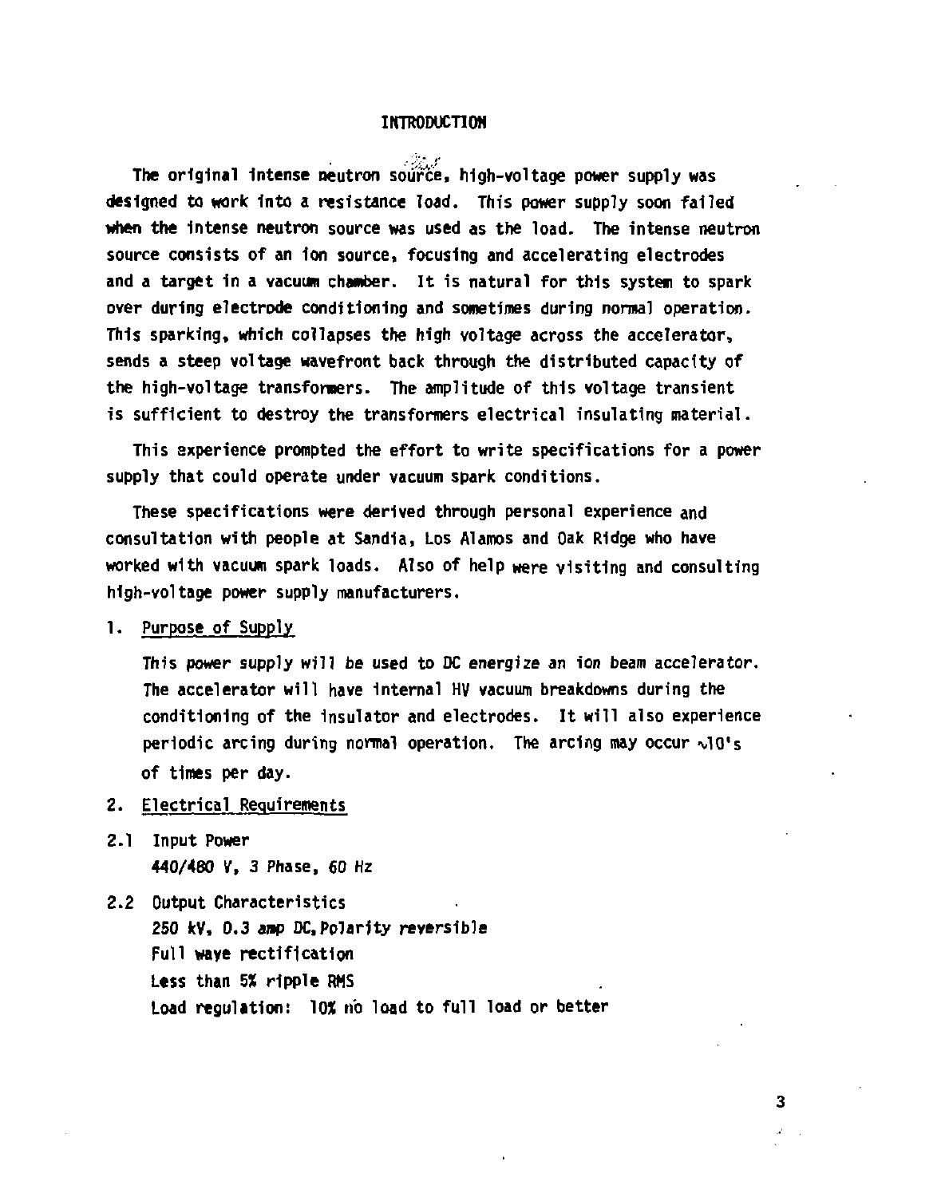# INTRODUCTION

The original intense neutron source, high-voltage power supply was designed to work into a resistance load. This power supply soon failed when the intense neutron source was used as the load. The intense neutron source consists of an ion source, focusing and accelerating electrodes and a target in a vacuum chamber. It is natural for this system to spark over during electrode conditioning and sometimes during normal operation. This sparking, which collapses the high voltage across the accelerator, sends a steep voltage wavefront back through the distributed capacity of the high-voltage transformers. The amplitude of this voltage transient is sufficient to destroy the transformers electrical insulating material.

This experience prompted the effort to write specifications for a power supply that could operate under vacuum spark conditions.

These specifications were derived through personal experience and consultation with people at Sandia, Los Alamos and Oak Ridge who have worked with vacuum spark loads. Also of help were visiting and consulting high-voltage power supply manufacturers.

1. <u>Purpose of Supply</u>

   This power supply will be used to DC energize an ion beam accelerator. The accelerator will have internal HV vacuum breakdowns during the conditioning of the insulator and electrodes. It will also experience periodic arcing during normal operation. The arcing may occur ~10's of times per day.

2. <u>Electrical Requirements</u>

2.1 Input Power

   440/480 V, 3 Phase, 60 Hz

2.2 Output Characteristics

   250 kV, 0.3 amp DC, Polarity reversible
   Full wave rectification
   Less than 5% ripple RMS
   Load regulation: 10% no load to full load or better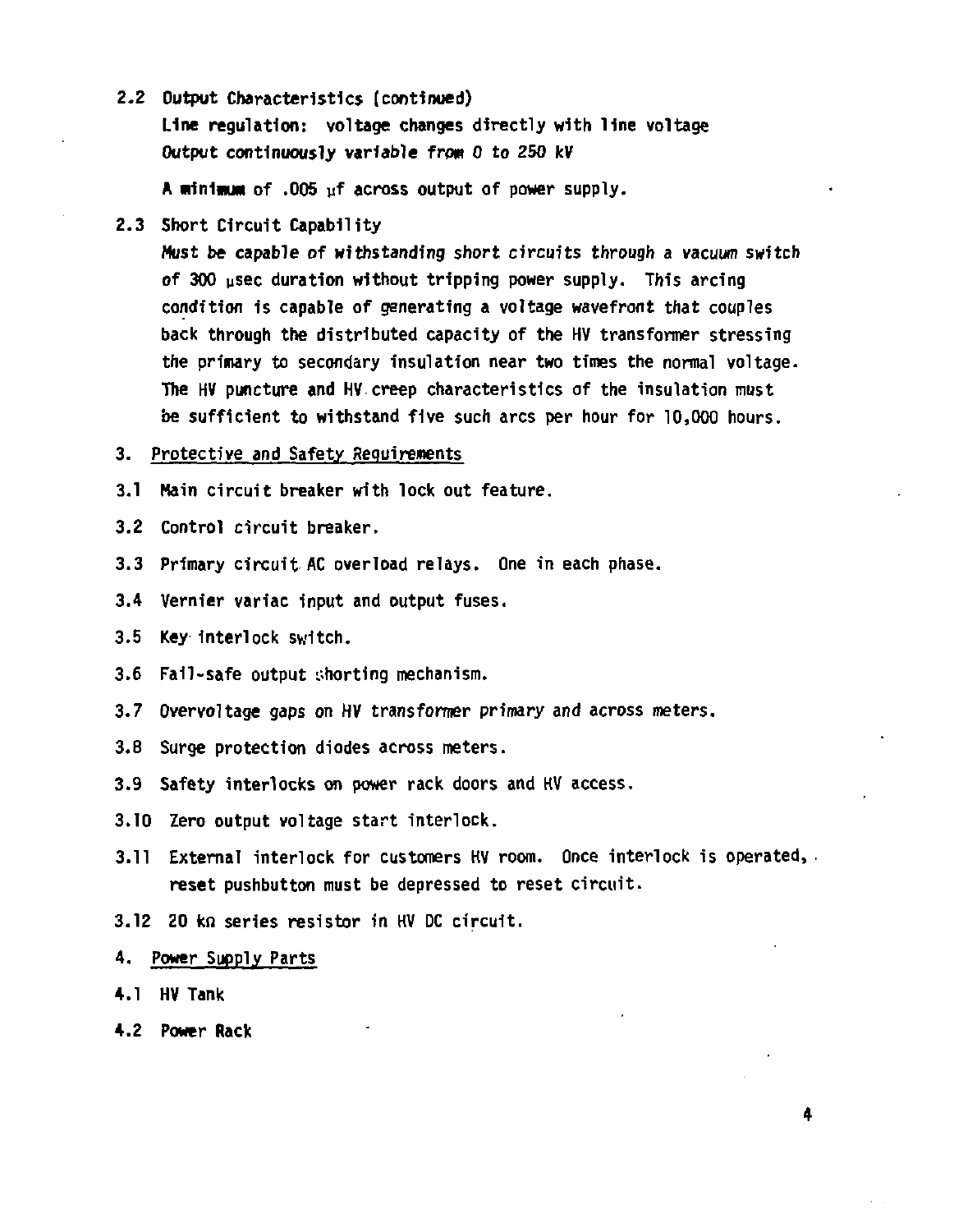2.2 Output Characteristics (continued)

Line regulation: voltage changes directly with line voltage
Output continuously variable from 0 to 250 kV

A minimum of .005 μf across output of power supply.

2.3 Short Circuit Capability

Must be capable of withstanding short circuits through a vacuum switch of 300 μsec duration without tripping power supply. This arcing condition is capable of generating a voltage wavefront that couples back through the distributed capacity of the HV transformer stressing the primary to secondary insulation near two times the normal voltage. The HV puncture and HV creep characteristics of the insulation must be sufficient to withstand five such arcs per hour for 10,000 hours.

## 3. Protective and Safety Requirements

3.1 Main circuit breaker with lock out feature.

3.2 Control circuit breaker.

3.3 Primary circuit AC overload relays. One in each phase.

3.4 Vernier variac input and output fuses.

3.5 Key interlock switch.

3.6 Fail-safe output shorting mechanism.

3.7 Overvoltage gaps on HV transformer primary and across meters.

3.8 Surge protection diodes across meters.

3.9 Safety interlocks on power rack doors and HV access.

3.10 Zero output voltage start interlock.

3.11 External interlock for customers HV room. Once interlock is operated, reset pushbutton must be depressed to reset circuit.

3.12 20 kΩ series resistor in HV DC circuit.

## 4. Power Supply Parts

4.1 HV Tank

4.2 Power Rack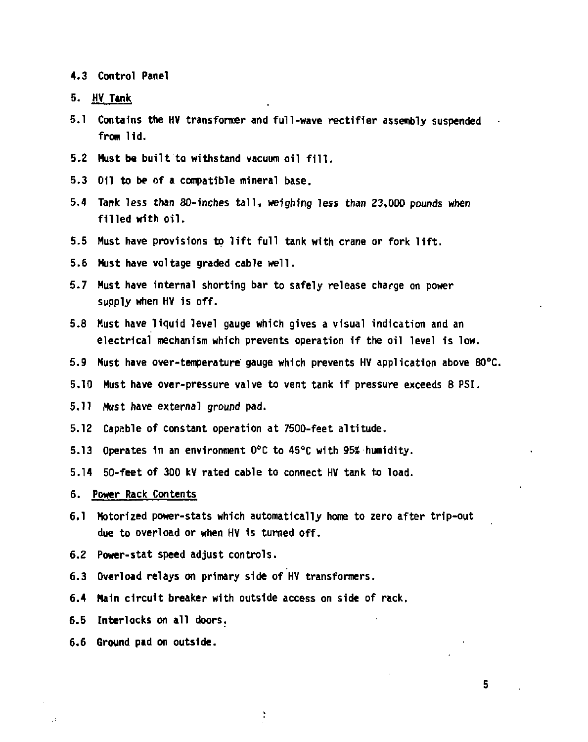4.3 Control Panel

5. <u>HV Tank</u>

5.1 Contains the HV transformer and full-wave rectifier assembly suspended from lid.

5.2 Must be built to withstand vacuum oil fill.

5.3 Oil to be of a compatible mineral base.

5.4 Tank less than 80-inches tall, weighing less than 23,000 pounds when filled with oil.

5.5 Must have provisions to lift full tank with crane or fork lift.

5.6 Must have voltage graded cable well.

5.7 Must have internal shorting bar to safely release charge on power supply when HV is off.

5.8 Must have liquid level gauge which gives a visual indication and an electrical mechanism which prevents operation if the oil level is low.

5.9 Must have over-temperature gauge which prevents HV application above 80°C.

5.10 Must have over-pressure valve to vent tank if pressure exceeds 8 PSI.

5.11 Must have external ground pad.

5.12 Capable of constant operation at 7500-feet altitude.

5.13 Operates in an environment 0°C to 45°C with 95% humidity.

5.14 50-feet of 300 kV rated cable to connect HV tank to load.

6. <u>Power Rack Contents</u>

6.1 Motorized power-stats which automatically home to zero after trip-out due to overload or when HV is turned off.

6.2 Power-stat speed adjust controls.

6.3 Overload relays on primary side of HV transformers.

6.4 Main circuit breaker with outside access on side of rack.

6.5 Interlocks on all doors.

6.6 Ground pad on outside.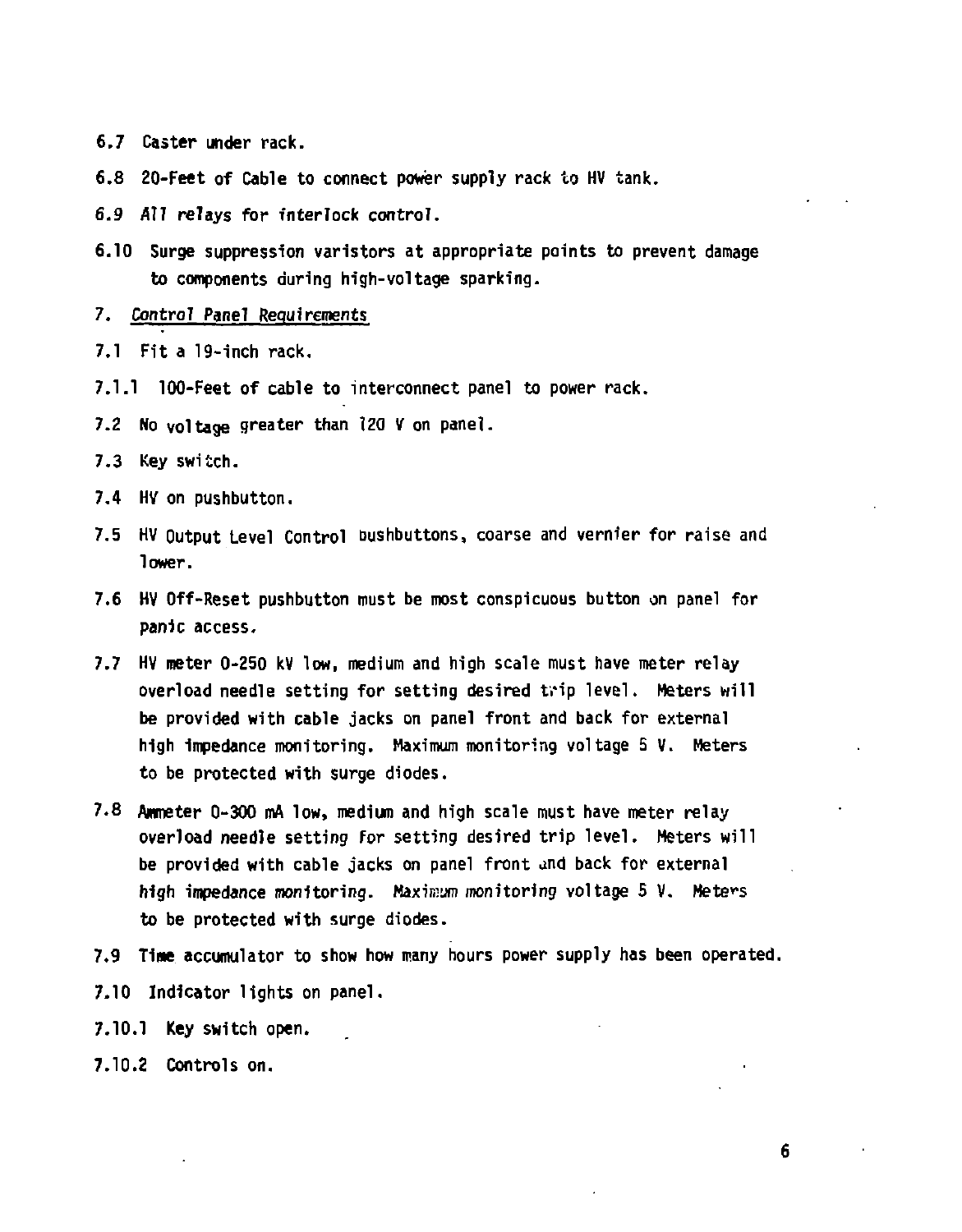6.7 Caster under rack.

6.8 20-Feet of Cable to connect power supply rack to HV tank.

6.9 All relays for interlock control.

6.10 Surge suppression varistors at appropriate points to prevent damage to components during high-voltage sparking.

7. _Control Panel Requirements_

7.1 Fit a 19-inch rack.

7.1.1 100-Feet of cable to interconnect panel to power rack.

7.2 No voltage greater than 120 V on panel.

7.3 Key switch.

7.4 HV on pushbutton.

7.5 HV Output Level Control pushbuttons, coarse and vernier for raise and lower.

7.6 HV Off-Reset pushbutton must be most conspicuous button on panel for panic access.

7.7 HV meter 0-250 kV low, medium and high scale must have meter relay overload needle setting for setting desired trip level. Meters will be provided with cable jacks on panel front and back for external high impedance monitoring. Maximum monitoring voltage 5 V. Meters to be protected with surge diodes.

7.8 Ammeter 0-300 mA low, medium and high scale must have meter relay overload needle setting for setting desired trip level. Meters will be provided with cable jacks on panel front and back for external high impedance monitoring. Maximum monitoring voltage 5 V. Meters to be protected with surge diodes.

7.9 Time accumulator to show how many hours power supply has been operated.

7.10 Indicator lights on panel.

7.10.1 Key switch open.

7.10.2 Controls on.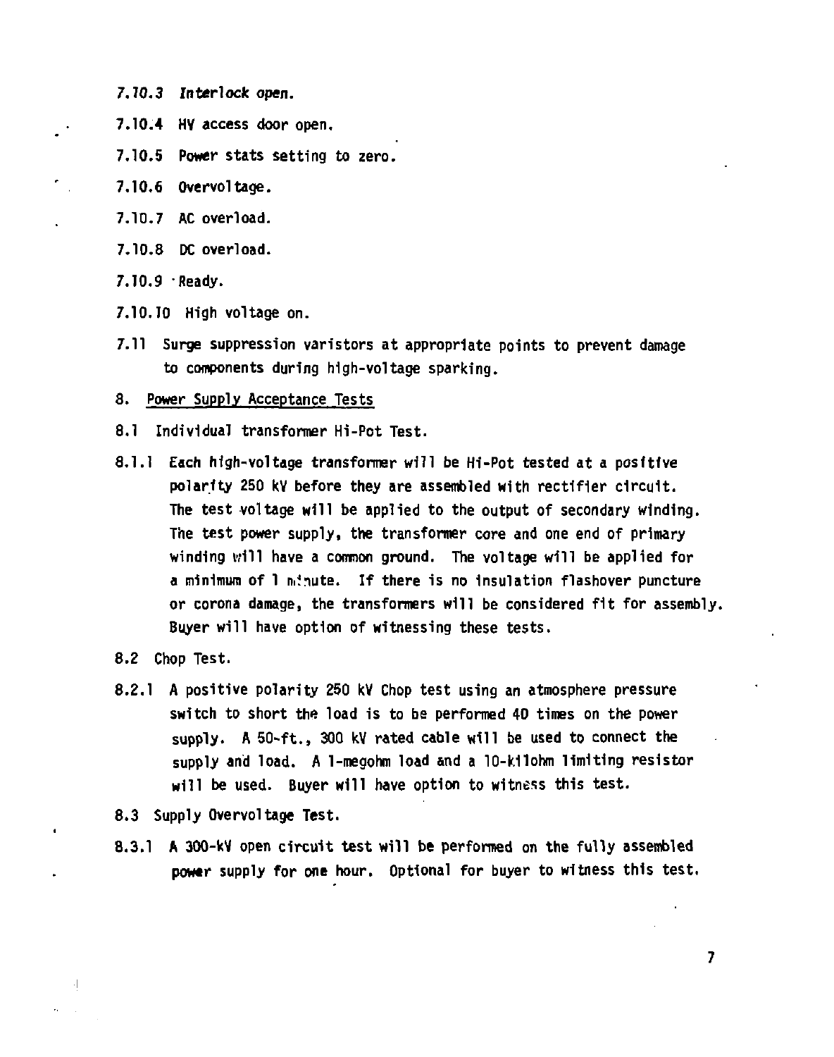7.10.3 Interlock open.

7.10.4 HV access door open.

7.10.5 Power stats setting to zero.

7.10.6 Overvoltage.

7.10.7 AC overload.

7.10.8 DC overload.

7.10.9 Ready.

7.10.10 High voltage on.

7.11 Surge suppression varistors at appropriate points to prevent damage to components during high-voltage sparking.

8. Power Supply Acceptance Tests

8.1 Individual transformer Hi-Pot Test.

8.1.1 Each high-voltage transformer will be Hi-Pot tested at a positive polarity 250 kV before they are assembled with rectifier circuit. The test voltage will be applied to the output of secondary winding. The test power supply, the transformer core and one end of primary winding will have a common ground. The voltage will be applied for a minimum of 1 minute. If there is no insulation flashover puncture or corona damage, the transformers will be considered fit for assembly. Buyer will have option of witnessing these tests.

8.2 Chop Test.

8.2.1 A positive polarity 250 kV Chop test using an atmosphere pressure switch to short the load is to be performed 40 times on the power supply. A 50-ft., 300 kV rated cable will be used to connect the supply and load. A 1-megohm load and a 10-kilohm limiting resistor will be used. Buyer will have option to witness this test.

8.3 Supply Overvoltage Test.

8.3.1 A 300-kV open circuit test will be performed on the fully assembled power supply for one hour. Optional for buyer to witness this test.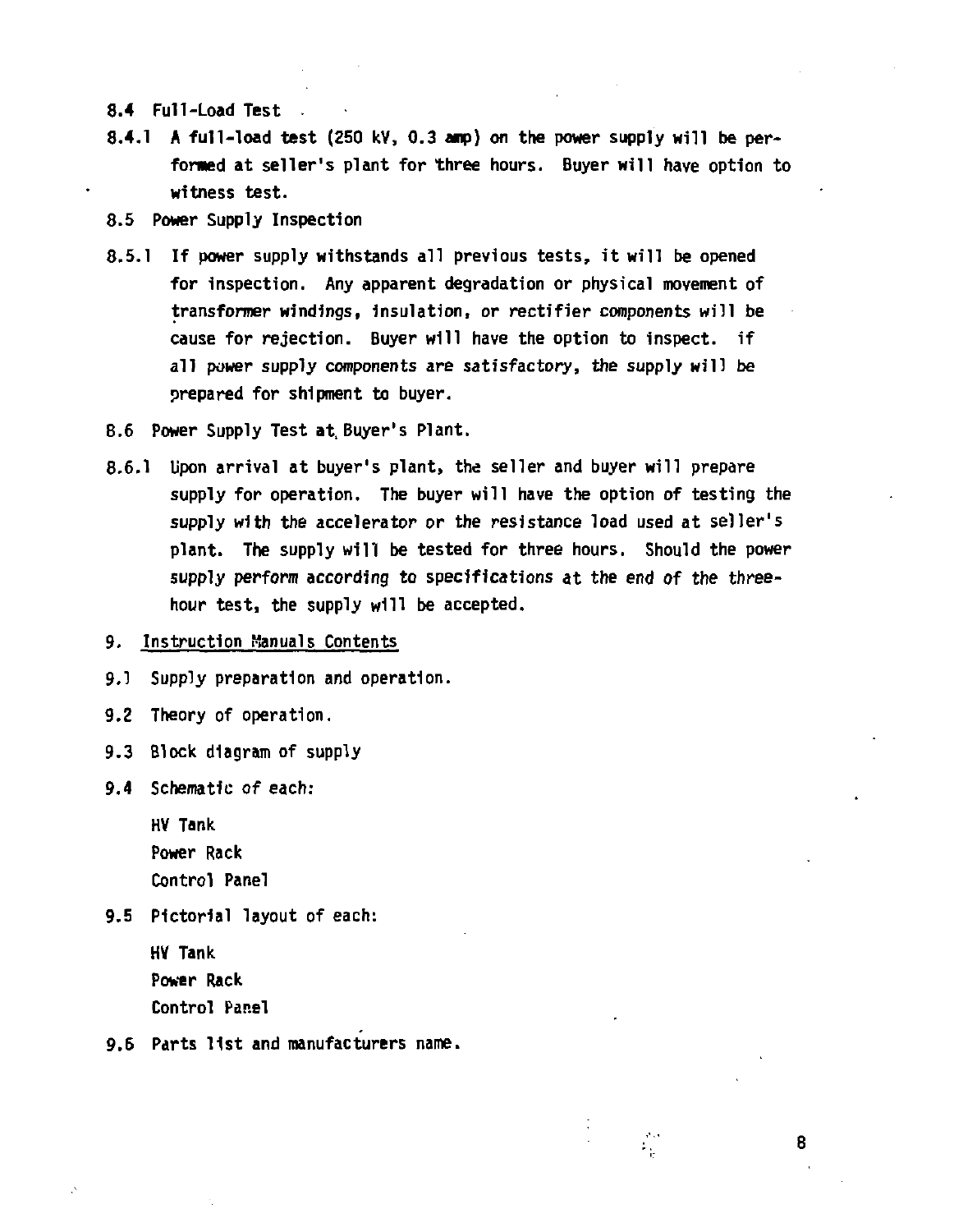8.4 Full-Load Test

8.4.1 A full-load test (250 kV, 0.3 amp) on the power supply will be performed at seller's plant for three hours. Buyer will have option to witness test.

8.5 Power Supply Inspection

8.5.1 If power supply withstands all previous tests, it will be opened for inspection. Any apparent degradation or physical movement of transformer windings, insulation, or rectifier components will be cause for rejection. Buyer will have the option to inspect. if all power supply components are satisfactory, the supply will be prepared for shipment to buyer.

8.6 Power Supply Test at Buyer's Plant.

8.6.1 Upon arrival at buyer's plant, the seller and buyer will prepare supply for operation. The buyer will have the option of testing the supply with the accelerator or the resistance load used at seller's plant. The supply will be tested for three hours. Should the power supply perform according to specifications at the end of the three-hour test, the supply will be accepted.

9. Instruction Manuals Contents

9.1 Supply preparation and operation.

9.2 Theory of operation.

9.3 Block diagram of supply

9.4 Schematic of each:

HV Tank
Power Rack
Control Panel

9.5 Pictorial layout of each:

HV Tank
Power Rack
Control Panel

9.6 Parts list and manufacturers name.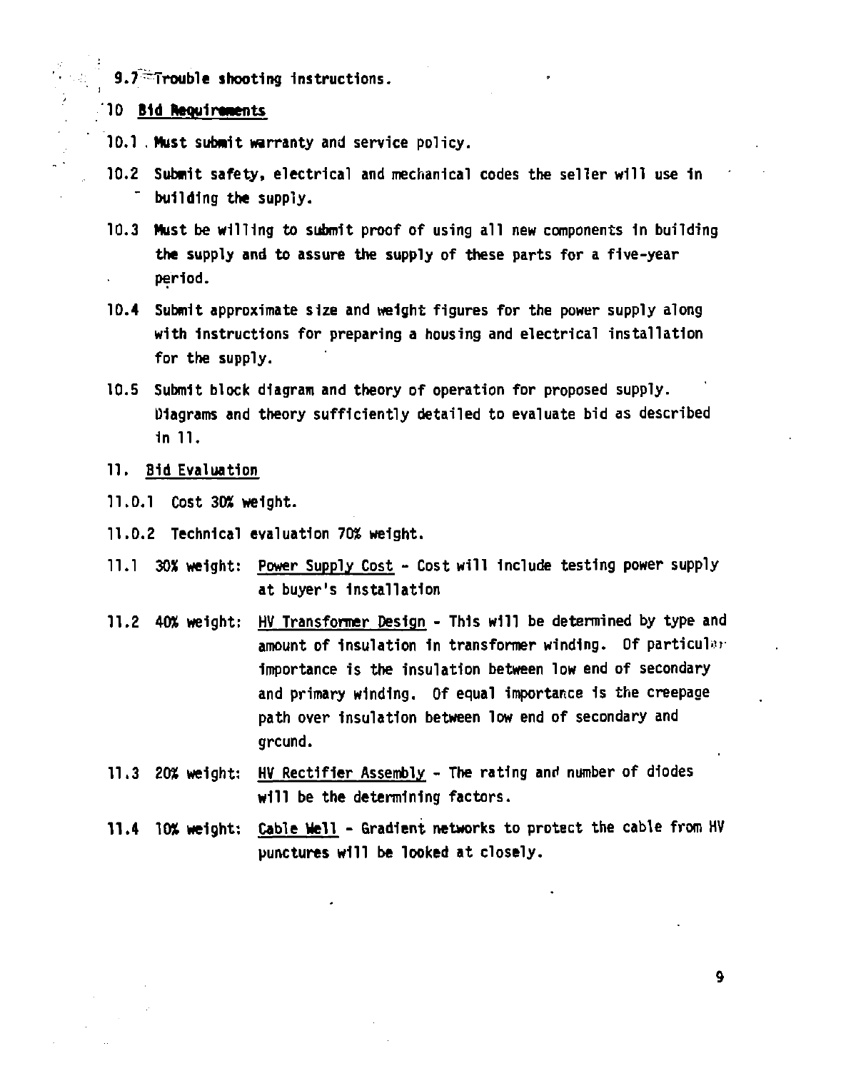9.7 Trouble shooting instructions.

## 10 Bid Requirements

10.1 Must submit warranty and service policy.

10.2 Submit safety, electrical and mechanical codes the seller will use in building the supply.

10.3 Must be willing to submit proof of using all new components in building the supply and to assure the supply of these parts for a five-year period.

10.4 Submit approximate size and weight figures for the power supply along with instructions for preparing a housing and electrical installation for the supply.

10.5 Submit block diagram and theory of operation for proposed supply. Diagrams and theory sufficiently detailed to evaluate bid as described in 11.

## 11. Bid Evaluation

11.0.1 Cost 30% weight.

11.0.2 Technical evaluation 70% weight.

11.1 30% weight: Power Supply Cost - Cost will include testing power supply at buyer's installation

11.2 40% weight: HV Transformer Design - This will be determined by type and amount of insulation in transformer winding. Of particular importance is the insulation between low end of secondary and primary winding. Of equal importance is the creepage path over insulation between low end of secondary and ground.

11.3 20% weight: HV Rectifier Assembly - The rating and number of diodes will be the determining factors.

11.4 10% weight: Cable Well - Gradient networks to protect the cable from HV punctures will be looked at closely.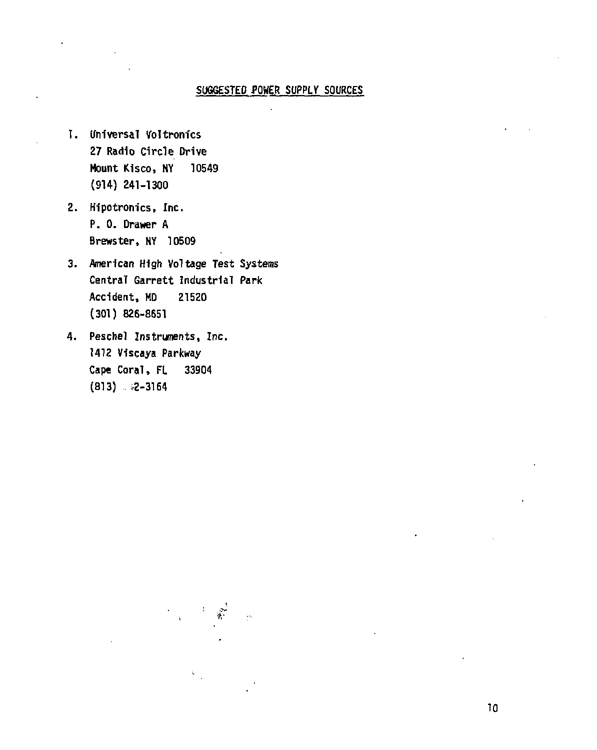## SUGGESTED POWER SUPPLY SOURCES

1. Universal Voltronics
   27 Radio Circle Drive
   Mount Kisco, NY 10549
   (914) 241-1300

2. Hipotronics, Inc.
   P. O. Drawer A
   Brewster, NY 10509

3. American High Voltage Test Systems
   Central Garrett Industrial Park
   Accident, MD 21520
   (301) 826-8651

4. Peschel Instruments, Inc.
   1412 Viscaya Parkway
   Cape Coral, FL 33904
   (813) 2-3164